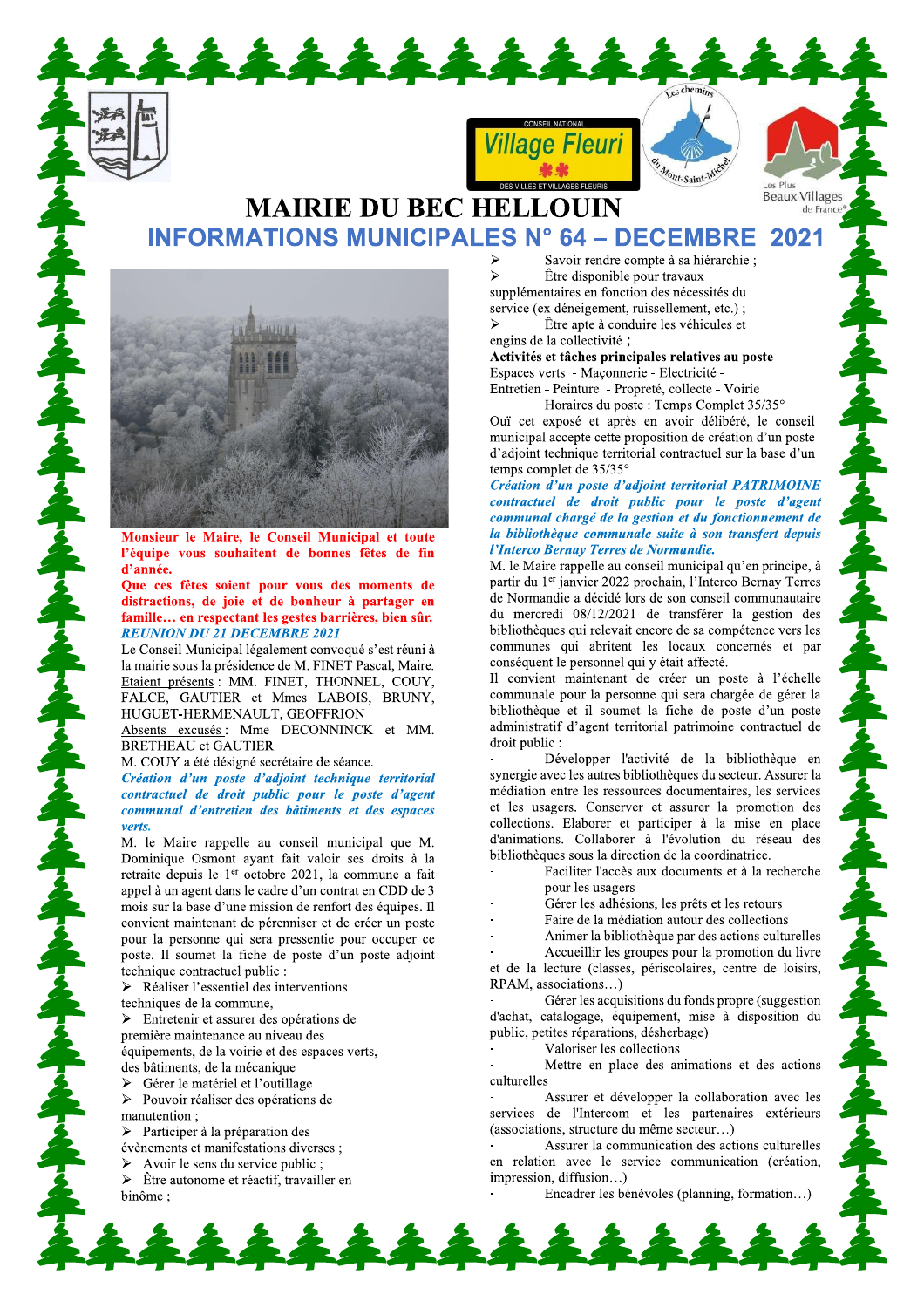# MAIRIE DU BEC HELLOUIN

## INFORMATIONS MUNICIPALES N° 64 – DECEMBRE 2021

**Monsieur le Maire, le Conseil Municipal et toute l'équipe vous souhaitent de bonnes fêtes de fin d'année.**

**Que ces fêtes soient pour vous des moments de distractions, de joie et de bonheur à partager en famille… en respectant les gestes barrières, bien sûr.**

***REUNION DU 21 DECEMBRE 2021***

Le Conseil Municipal légalement convoqué s'est réuni à la mairie sous la présidence de M. FINET Pascal, Maire.

Etaient présents : MM. FINET, THONNEL, COUY, FALCE, GAUTIER et Mmes LABOIS, BRUNY, HUGUET-HERMENAULT, GEOFFRION

Absents excusés : Mme DECONNINCK et MM. BRETHEAU et GAUTIER

M. COUY a été désigné secrétaire de séance.

***Création d'un poste d'adjoint technique territorial contractuel de droit public pour le poste d'agent communal d'entretien des bâtiments et des espaces verts.***

M. le Maire rappelle au conseil municipal que M. Dominique Osmont ayant fait valoir ses droits à la retraite depuis le 1er octobre 2021, la commune a fait appel à un agent dans le cadre d'un contrat en CDD de 3 mois sur la base d'une mission de renfort des équipes. Il convient maintenant de pérenniser et de créer un poste pour la personne qui sera pressentie pour occuper ce poste. Il soumet la fiche de poste d'un poste adjoint technique contractuel public :

- Réaliser l'essentiel des interventions techniques de la commune,
- Entretenir et assurer des opérations de première maintenance au niveau des équipements, de la voirie et des espaces verts, des bâtiments, de la mécanique
- Gérer le matériel et l'outillage
- Pouvoir réaliser des opérations de manutention ;
- Participer à la préparation des évènements et manifestations diverses ;
- Avoir le sens du service public ;
- Être autonome et réactif, travailler en binôme ;
- Savoir rendre compte à sa hiérarchie ;
- Être disponible pour travaux supplémentaires en fonction des nécessités du service (ex déneigement, ruissellement, etc.) ;
- Être apte à conduire les véhicules et engins de la collectivité ;

**Activités et tâches principales relatives au poste**

Espaces verts - Maçonnerie - Electricité - Entretien - Peinture - Propreté, collecte - Voirie

- Horaires du poste : Temps Complet 35/35°

Ouï cet exposé et après en avoir délibéré, le conseil municipal accepte cette proposition de création d'un poste d'adjoint technique territorial contractuel sur la base d'un temps complet de 35/35°

***Création d'un poste d'adjoint territorial PATRIMOINE contractuel de droit public pour le poste d'agent communal chargé de la gestion et du fonctionnement de la bibliothèque communale suite à son transfert depuis l'Interco Bernay Terres de Normandie.***

M. le Maire rappelle au conseil municipal qu'en principe, à partir du 1er janvier 2022 prochain, l'Interco Bernay Terres de Normandie a décidé lors de son conseil communautaire du mercredi 08/12/2021 de transférer la gestion des bibliothèques qui relevait encore de sa compétence vers les communes qui abritent les locaux concernés et par conséquent le personnel qui y était affecté.

Il convient maintenant de créer un poste à l'échelle communale pour la personne qui sera chargée de gérer la bibliothèque et il soumet la fiche de poste d'un poste administratif d'agent territorial patrimoine contractuel de droit public :

- Développer l'activité de la bibliothèque en synergie avec les autres bibliothèques du secteur. Assurer la médiation entre les ressources documentaires, les services et les usagers. Conserver et assurer la promotion des collections. Elaborer et participer à la mise en place d'animations. Collaborer à l'évolution du réseau des bibliothèques sous la direction de la coordinatrice.
- Faciliter l'accès aux documents et à la recherche pour les usagers
- Gérer les adhésions, les prêts et les retours
- Faire de la médiation autour des collections
- Animer la bibliothèque par des actions culturelles
- Accueillir les groupes pour la promotion du livre et de la lecture (classes, périscolaires, centre de loisirs, RPAM, associations…)
- Gérer les acquisitions du fonds propre (suggestion d'achat, catalogage, équipement, mise à disposition du public, petites réparations, désherbage)
- Valoriser les collections
- Mettre en place des animations et des actions culturelles
- Assurer et développer la collaboration avec les services de l'Intercom et les partenaires extérieurs (associations, structure du même secteur…)
- Assurer la communication des actions culturelles en relation avec le service communication (création, impression, diffusion…)
- Encadrer les bénévoles (planning, formation…)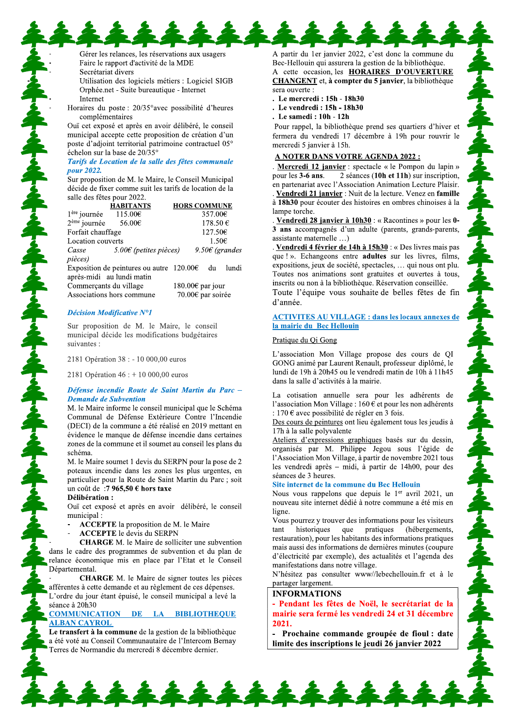- Gérer les relances, les réservations aux usagers
- Faire le rapport d'activité de la MDE
- Secrétariat divers
- Utilisation des logiciels métiers : Logiciel SIGB Orphée.net - Suite bureautique - Internet
- Internet
- Horaires du poste : 20/35°avec possibilité d'heures complémentaires

Ouï cet exposé et après en avoir délibéré, le conseil municipal accepte cette proposition de création d'un poste d'adjoint territorial patrimoine contractuel 05° échelon sur la base de 20/35°

***Tarifs de Location de la salle des fêtes communale pour 2022.***

Sur proposition de M. le Maire, le Conseil Municipal décide de fixer comme suit les tarifs de location de la salle des fêtes pour 2022.

| | HABITANTS | HORS COMMUNE |
|---|---|---|
| 1ère journée | 115.00€ | 357.00€ |
| 2ème journée | 56.00€ | 178.50 € |
| Forfait chauffage | | 127.50€ |
| Location couverts | | 1.50€ |
| *Casse* | *5.00€ (petites pièces)* | *9.50€ (grandes pièces)* |

Exposition de peintures ou autre 120.00€ du lundi après-midi au lundi matin
Commerçants du village 180.00€ par jour
Associations hors commune 70.00€ par soirée

***Décision Modificative N°1***

Sur proposition de M. le Maire, le conseil municipal décide les modifications budgétaires suivantes :

2181 Opération 38 : - 10 000,00 euros

2181 Opération 46 : + 10 000,00 euros

***Défense incendie Route de Saint Martin du Parc – Demande de Subvention***

M. le Maire informe le conseil municipal que le Schéma Communal de Défense Extérieure Contre l'Incendie (DECI) de la commune a été réalisé en 2019 mettant en évidence le manque de défense incendie dans certaines zones de la commune et il soumet au conseil les plans du schéma.

M. le Maire soumet 1 devis du SERPN pour la pose de 2 poteaux incendie dans les zones les plus urgentes, en particulier pour la Route de Saint Martin du Parc ; soit un coût de :**7 965,50 € hors taxe**

**Délibération :**

Ouï cet exposé et après en avoir délibéré, le conseil municipal :

- **ACCEPTE** la proposition de M. le Maire
- **ACCEPTE** le devis du SERPN
- **CHARGE** M. le Maire de solliciter une subvention dans le cadre des programmes de subvention et du plan de relance économique mis en place par l'Etat et le Conseil Départemental.
- **CHARGE** M. le Maire de signer toutes les pièces afférentes à cette demande et au règlement de ces dépenses.

L'ordre du jour étant épuisé, le conseil municipal a levé la séance à 20h30

**COMMUNICATION DE LA BIBLIOTHEQUE ALBAN CAYROL**

**Le transfert à la commune** de la gestion de la bibliothèque a été voté au Conseil Communautaire de l'Intercom Bernay Terres de Normandie du mercredi 8 décembre dernier.

A partir du 1er janvier 2022, c'est donc la commune du Bec-Hellouin qui assurera la gestion de la bibliothèque.
A cette occasion, les **HORAIRES D'OUVERTURE CHANGENT** et, **à compter du 5 janvier**, la bibliothèque sera ouverte :

- **Le mercredi : 15h - 18h30**
- **Le vendredi : 15h - 18h30**
- **Le samedi : 10h - 12h**

Pour rappel, la bibliothèque prend ses quartiers d'hiver et fermera du vendredi 17 décembre à 19h pour rouvrir le mercredi 5 janvier à 15h.

**A NOTER DANS VOTRE AGENDA 2022 :**

. **Mercredi 12 janvier** : spectacle « le Pompon du lapin » pour les **3-6 ans**. 2 séances (**10h et 11h**) sur inscription, en partenariat avec l'Association Animation Lecture Plaisir.
. **Vendredi 21 janvier** : Nuit de la lecture. Venez en **famille** à **18h30** pour écouter des histoires en ombres chinoises à la lampe torche.
. **Vendredi 28 janvier à 10h30** : « Racontines » pour les **0-3 ans** accompagnés d'un adulte (parents, grands-parents, assistante maternelle …)
. **Vendredi 4 février de 14h à 15h30** : « Des livres mais pas que ! ». Echangeons entre **adultes** sur les livres, films, expositions, jeux de société, spectacles, … qui nous ont plu.
Toutes nos animations sont gratuites et ouvertes à tous, inscrits ou non à la bibliothèque. Réservation conseillée.
Toute l'équipe vous souhaite de belles fêtes de fin d'année.

**ACTIVITES AU VILLAGE : dans les locaux annexes de la mairie du Bec Hellouin**

Pratique du Qi Gong

L'association Mon Village propose des cours de QI GONG animé par Laurent Renault, professeur diplômé, le lundi de 19h à 20h45 ou le vendredi matin de 10h à 11h45 dans la salle d'activités à la mairie.

La cotisation annuelle sera pour les adhérents de l'association Mon Village : 160 € et pour les non adhérents : 170 € avec possibilité de régler en 3 fois.
Des cours de peintures ont lieu également tous les jeudis à 17h à la salle polyvalente
Ateliers d'expressions graphiques basés sur du dessin, organisés par M. Philippe Jegou sous l'égide de l'Association Mon Village, à partir de novembre 2021 tous les vendredi après – midi, à partir de 14h00, pour des séances de 3 heures.

**Site internet de la commune du Bec Hellouin**

Nous vous rappelons que depuis le 1er avril 2021, un nouveau site internet dédié à notre commune a été mis en ligne.
Vous pourrez y trouver des informations pour les visiteurs tant historiques que pratiques (hébergements, restauration), pour les habitants des informations pratiques mais aussi des informations de dernières minutes (coupure d'électricité par exemple), des actualités et l'agenda des manifestations dans notre village.
N'hésitez pas consulter www//lebechellouin.fr et à le partager largement.

**INFORMATIONS**

**- Pendant les fêtes de Noël, le secrétariat de la mairie sera fermé les vendredi 24 et 31 décembre 2021.**

**- Prochaine commande groupée de fioul : date limite des inscriptions le jeudi 26 janvier 2022**